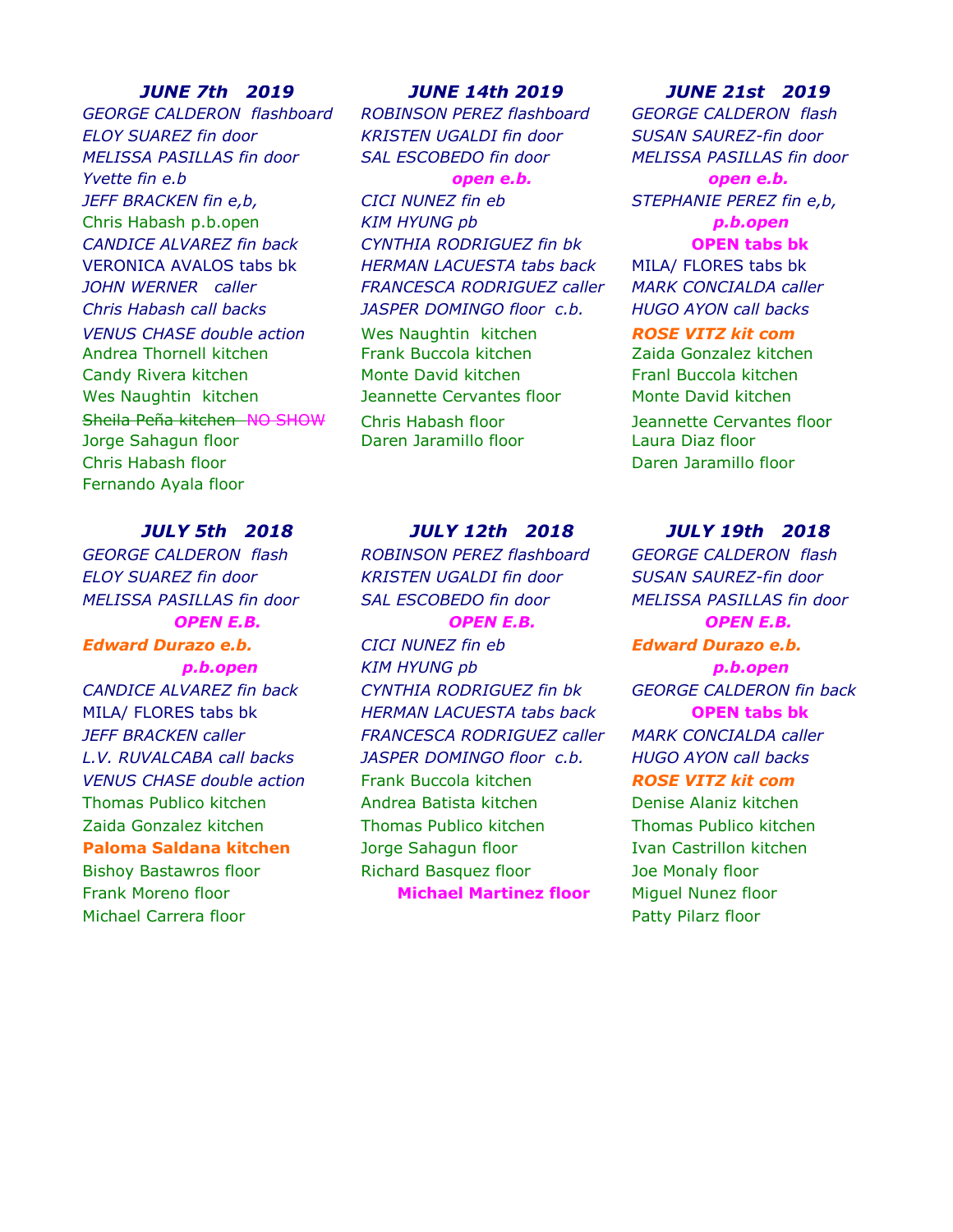### *JUNE 7th 2019*

*GEORGE CALDERON flashboard*
*ELOY SUAREZ fin door*
*MELISSA PASILLAS fin door*
*Yvette fin e.b*
*JEFF BRACKEN fin e,b,*
Chris Habash p.b.open
*CANDICE ALVAREZ fin back*
VERONICA AVALOS tabs bk
*JOHN WERNER caller*
*Chris Habash call backs*
*VENUS CHASE double action*
Andrea Thornell kitchen
Candy Rivera kitchen
Wes Naughtin kitchen
~~Sheila Peña kitchen~~ ~~NO SHOW~~
Jorge Sahagun floor
Chris Habash floor
Fernando Ayala floor

### *JUNE 14th 2019*

*ROBINSON PEREZ flashboard*
*KRISTEN UGALDI fin door*
*SAL ESCOBEDO fin door*
***open e.b.***
*CICI NUNEZ fin eb*
*KIM HYUNG pb*
*CYNTHIA RODRIGUEZ fin bk*
*HERMAN LACUESTA tabs back*
*FRANCESCA RODRIGUEZ caller*
*JASPER DOMINGO floor c.b.*
Wes Naughtin kitchen
Frank Buccola kitchen
Monte David kitchen
Jeannette Cervantes floor
Chris Habash floor
Daren Jaramillo floor

### *JUNE 21st 2019*

*GEORGE CALDERON flash*
*SUSAN SAUREZ-fin door*
*MELISSA PASILLAS fin door*
***open e.b.***
*STEPHANIE PEREZ fin e,b,*
***p.b.open***
**OPEN tabs bk**
MILA/ FLORES tabs bk
*MARK CONCIALDA caller*
*HUGO AYON call backs*
***ROSE VITZ kit com***
Zaida Gonzalez kitchen
Franl Buccola kitchen
Monte David kitchen
Jeannette Cervantes floor
Laura Diaz floor
Daren Jaramillo floor

### *JULY 5th 2018*

*GEORGE CALDERON flash*
*ELOY SUAREZ fin door*
*MELISSA PASILLAS fin door*
***OPEN E.B.***
***Edward Durazo e.b.***
***p.b.open***
*CANDICE ALVAREZ fin back*
MILA/ FLORES tabs bk
*JEFF BRACKEN caller*
*L.V. RUVALCABA call backs*
*VENUS CHASE double action*
Thomas Publico kitchen
Zaida Gonzalez kitchen
**Paloma Saldana kitchen**
Bishoy Bastawros floor
Frank Moreno floor
Michael Carrera floor

### *JULY 12th 2018*

*ROBINSON PEREZ flashboard*
*KRISTEN UGALDI fin door*
*SAL ESCOBEDO fin door*
***OPEN E.B.***
*CICI NUNEZ fin eb*
*KIM HYUNG pb*
*CYNTHIA RODRIGUEZ fin bk*
*HERMAN LACUESTA tabs back*
*FRANCESCA RODRIGUEZ caller*
*JASPER DOMINGO floor c.b.*
Frank Buccola kitchen
Andrea Batista kitchen
Thomas Publico kitchen
Jorge Sahagun floor
Richard Basquez floor
**Michael Martinez floor**

### *JULY 19th 2018*

*GEORGE CALDERON flash*
*SUSAN SAUREZ-fin door*
*MELISSA PASILLAS fin door*
***OPEN E.B.***
***Edward Durazo e.b.***
***p.b.open***
*GEORGE CALDERON fin back*
**OPEN tabs bk**
*MARK CONCIALDA caller*
*HUGO AYON call backs*
***ROSE VITZ kit com***
Denise Alaniz kitchen
Thomas Publico kitchen
Ivan Castrillon kitchen
Joe Monaly floor
Miguel Nunez floor
Patty Pilarz floor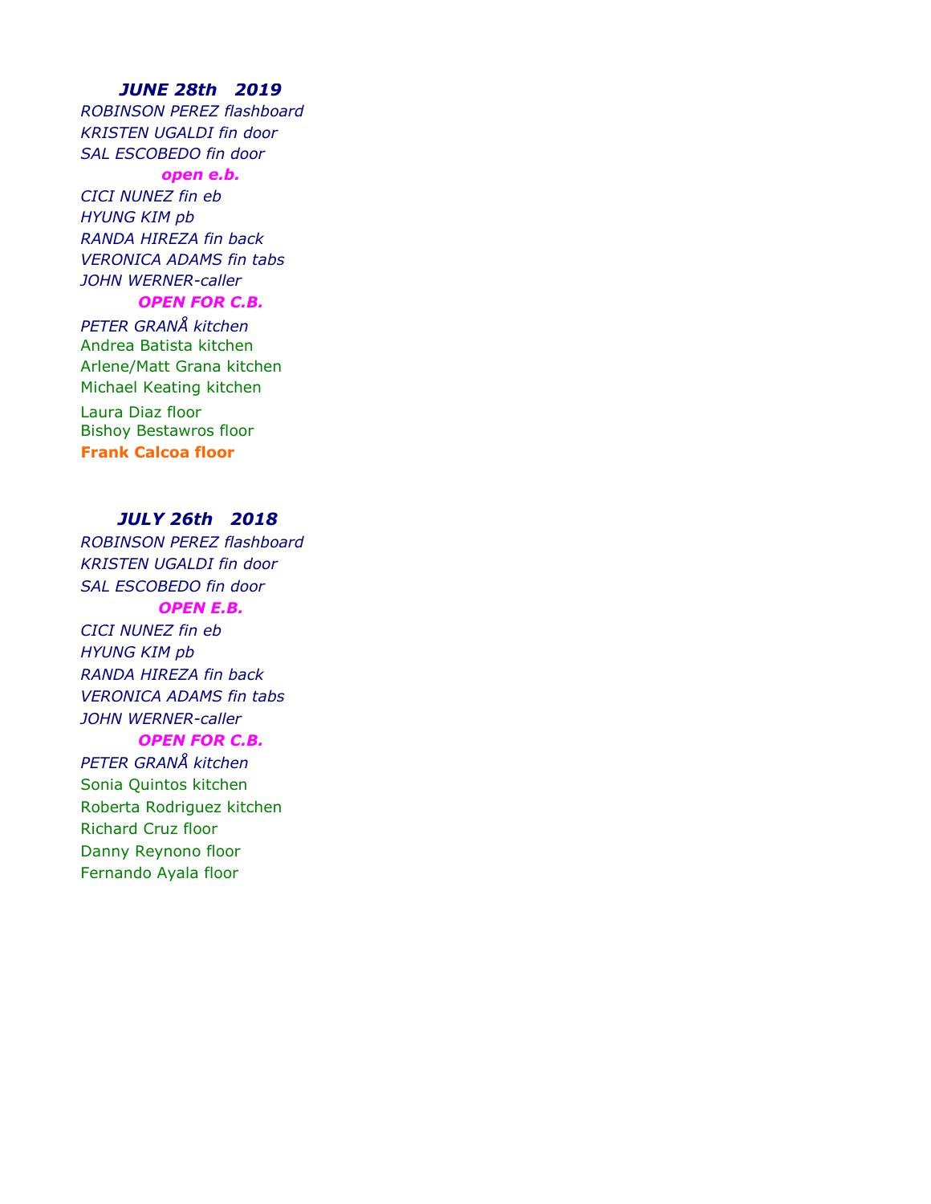### *JUNE 28th 2019*

*ROBINSON PEREZ flashboard*
*KRISTEN UGALDI fin door*
*SAL ESCOBEDO fin door*

***open e.b.***

*CICI NUNEZ fin eb*
*HYUNG KIM pb*
*RANDA HIREZA fin back*
*VERONICA ADAMS fin tabs*
*JOHN WERNER-caller*

***OPEN FOR C.B.***

*PETER GRANÅ kitchen*
Andrea Batista kitchen
Arlene/Matt Grana kitchen
Michael Keating kitchen
Laura Diaz floor
Bishoy Bestawros floor
**Frank Calcoa floor**

### *JULY 26th 2018*

*ROBINSON PEREZ flashboard*
*KRISTEN UGALDI fin door*
*SAL ESCOBEDO fin door*

***OPEN E.B.***

*CICI NUNEZ fin eb*
*HYUNG KIM pb*
*RANDA HIREZA fin back*
*VERONICA ADAMS fin tabs*
*JOHN WERNER-caller*

***OPEN FOR C.B.***

*PETER GRANÅ kitchen*
Sonia Quintos kitchen
Roberta Rodriguez kitchen
Richard Cruz floor
Danny Reynono floor
Fernando Ayala floor